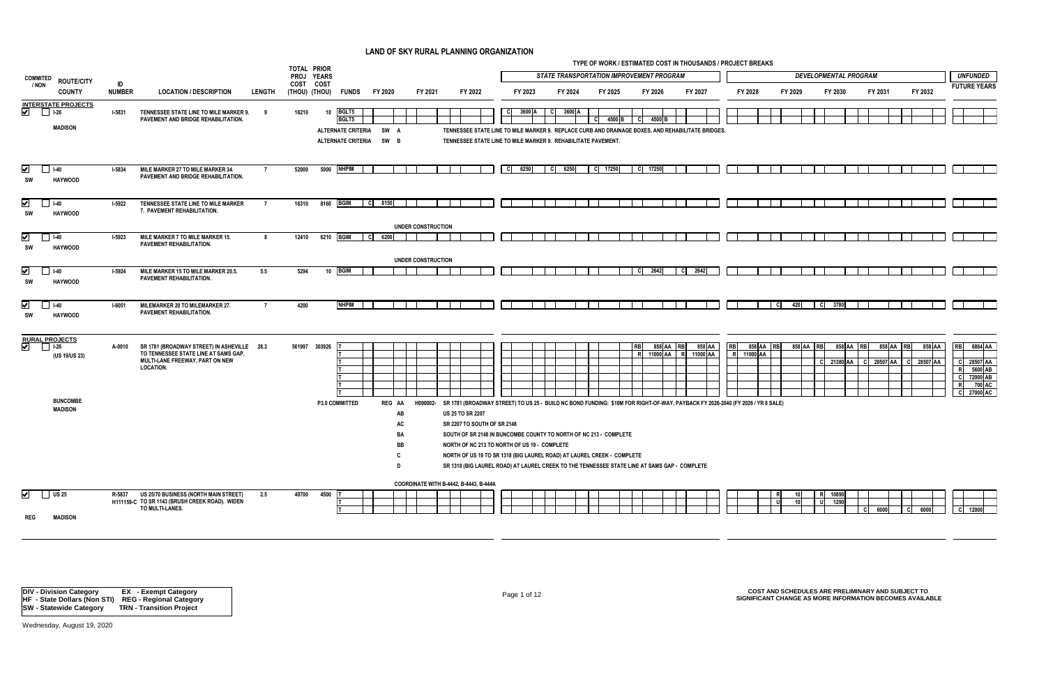# LAND OF SKY RURAL PLANNING ORGANIZATION

TYPE OF WORK / ESTIMATED COST IN THOUSANDS / PROJECT BREAKS

| COMMITED / NON | ROUTE/CITY COUNTY | ID NUMBER | LOCATION / DESCRIPTION | LENGTH | TOTAL PROJ COST (THOU) | PRIOR YEARS COST (THOU) | FUNDS | FY 2020 | FY 2021 | FY 2022 | FY 2023 | FY 2024 | FY 2025 | FY 2026 | FY 2027 | FY 2028 | FY 2029 | FY 2030 | FY 2031 | FY 2032 | UNFUNDED FUTURE YEARS |
|---|---|---|---|---|---|---|---|---|---|---|---|---|---|---|---|---|---|---|---|---|---|
| | | | | | | | | | | | STATE TRANSPORTATION IMPROVEMENT PROGRAM | | | | | DEVELOPMENTAL PROGRAM | | | | | |
| **INTERSTATE PROJECTS** | | | | | | | | | | | | | | | | | | | | | |
| ✔ | I-26 MADISON | I-5831 | TENNESSEE STATE LINE TO MILE MARKER 9. PAVEMENT AND BRIDGE REHABILITATION. | 9 | 16210 | 10 | BGLT5 | | | | C 3600 A | C 3600 A | | | | | | | | | |
| | | | | | | | BGLT5 | | | | | | C 4500 B | C 4500 B | | | | | | | |
| | | | ALTERNATE CRITERIA SW A — TENNESSEE STATE LINE TO MILE MARKER 9. REPLACE CURB AND DRAINAGE BOXES, AND REHABILITATE BRIDGES. | | | | | | | | | | | | | | | | | | |
| | | | ALTERNATE CRITERIA SW B — TENNESSEE STATE LINE TO MILE MARKER 9. REHABILITATE PAVEMENT. | | | | | | | | | | | | | | | | | | |
| ✔ SW | I-40 HAYWOOD | I-5834 | MILE MARKER 27 TO MILE MARKER 34. PAVEMENT AND BRIDGE REHABILITATION. | 7 | 52000 | 5000 | NHPIM | | | | C 6250 | C 6250 | C 17250 | C 17250 | | | | | | | |
| ✔ SW | I-40 HAYWOOD | I-5922 | TENNESSEE STATE LINE TO MILE MARKER 7. PAVEMENT REHABILITATION. | 7 | 16310 | 8160 | BGIM | C 8150 | | | | | | | | | | | | | |
| | | | UNDER CONSTRUCTION | | | | | | | | | | | | | | | | | | |
| ✔ SW | I-40 HAYWOOD | I-5923 | MILE MARKER 7 TO MILE MARKER 15. PAVEMENT REHABILITATION. | 8 | 12410 | 6210 | BGIM | C 6200 | | | | | | | | | | | | | |
| | | | UNDER CONSTRUCTION | | | | | | | | | | | | | | | | | | |
| ✔ SW | I-40 HAYWOOD | I-5924 | MILE MARKER 15 TO MILE MARKER 20.5. PAVEMENT REHABILITATION. | 5.5 | 5294 | 10 | BGIM | | | | | | | C 2642 | C 2642 | | | | | | |
| ✔ SW | I-40 HAYWOOD | I-6051 | MILEMARKER 20 TO MILEMARKER 27. PAVEMENT REHABILITATION. | 7 | 4200 | | NHPIM | | | | | | | | | | C 420 | C 3780 | | | |
| **RURAL PROJECTS** | | | | | | | | | | | | | | | | | | | | | |
| ✔ | I-26 (US 19/US 23) BUNCOMBE MADISON | A-0010 | SR 1781 (BROADWAY STREET) IN ASHEVILLE TO TENNESSEE STATE LINE AT SAMS GAP. MULTI-LANE FREEWAY, PART ON NEW LOCATION. | 28.3 | 561997 | 303926 | T | | | | | | | RB 858 AA | RB 858 AA | RB 858 AA | RB 858 AA | RB 858 AA | RB 858 AA | RB 858 AA | RB 6864 AA |
| | | | | | | | T | | | | | | | R 11000 AA | R 11000 AA | R 11000 AA | | | | | |
| | | | | | | | T | | | | | | | | | | | C 21380 AA | C 28507 AA | C 28507 AA | C 28507 AA |
| | | | | | | | T | | | | | | | | | | | | | | R 5600 AB |
| | | | | | | | T | | | | | | | | | | | | | | C 72000 AB |
| | | | | | | | T | | | | | | | | | | | | | | R 700 AC |
| | | | | | | | T | | | | | | | | | | | | | | C 27000 AC |
| | | | P3.0 COMMITTED — REG AA — H090002- SR 1781 (BROADWAY STREET) TO US 25 - BUILD NC BOND FUNDING: $10M FOR RIGHT-OF-WAY, PAYBACK FY 2026-2040 (FY 2026 / YR 8 SALE) | | | | | | | | | | | | | | | | | | |
| | | | AB — US 25 TO SR 2207 | | | | | | | | | | | | | | | | | | |
| | | | AC — SR 2207 TO SOUTH OF SR 2148 | | | | | | | | | | | | | | | | | | |
| | | | BA — SOUTH OF SR 2148 IN BUNCOMBE COUNTY TO NORTH OF NC 213 - COMPLETE | | | | | | | | | | | | | | | | | | |
| | | | BB — NORTH OF NC 213 TO NORTH OF US 19 - COMPLETE | | | | | | | | | | | | | | | | | | |
| | | | C — NORTH OF US 19 TO SR 1318 (BIG LAUREL ROAD) AT LAUREL CREEK - COMPLETE | | | | | | | | | | | | | | | | | | |
| | | | D — SR 1318 (BIG LAUREL ROAD) AT LAUREL CREEK TO THE TENNESSEE STATE LINE AT SAMS GAP - COMPLETE | | | | | | | | | | | | | | | | | | |
| | | | COORDINATE WITH B-4442, B-4443, B-4444. | | | | | | | | | | | | | | | | | | |
| ✔ REG | US 25 MADISON | R-5837 H111159-C | US 25/70 BUSINESS (NORTH MAIN STREET) TO SR 1143 (BRUSH CREEK ROAD). WIDEN TO MULTI-LANES. | 2.5 | 40700 | 4500 | T | | | | | | | | | | R 10 | R 10890 | | | |
| | | | | | | | T | | | | | | | | | | U 10 | U 1290 | | | |
| | | | | | | | T | | | | | | | | | | | | C 6000 | C 6000 | C 12000 |

| | |
|---|---|
| DIV - Division Category | EX - Exempt Category |
| HF - State Dollars (Non STI) | REG - Regional Category |
| SW - Statewide Category | TRN - Transition Project |

COST AND SCHEDULES ARE PRELIMINARY AND SUBJECT TO SIGNIFICANT CHANGE AS MORE INFORMATION BECOMES AVAILABLE

Wednesday, August 19, 2020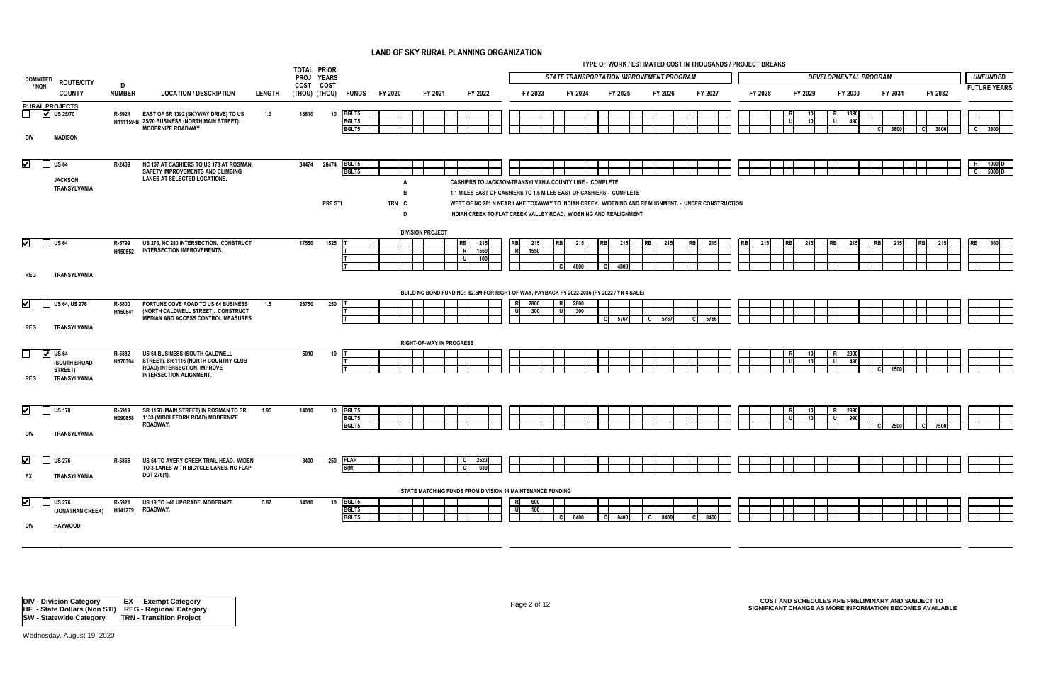# LAND OF SKY RURAL PLANNING ORGANIZATION

TYPE OF WORK / ESTIMATED COST IN THOUSANDS / PROJECT BREAKS

| COMMITED / NON | ROUTE/CITY / COUNTY | ID NUMBER | LOCATION / DESCRIPTION | LENGTH | TOTAL PROJ COST (THOU) | PRIOR YEARS COST (THOU) | FUNDS | FY 2020 | FY 2021 | FY 2022 | FY 2023 | FY 2024 | FY 2025 | FY 2026 | FY 2027 | FY 2028 | FY 2029 | FY 2030 | FY 2031 | FY 2032 | UNFUNDED FUTURE YEARS |
|---|---|---|---|---|---|---|---|---|---|---|---|---|---|---|---|---|---|---|---|---|---|
| | | | | | | | | | | | STATE TRANSPORTATION IMPROVEMENT PROGRAM | | | | | DEVELOPMENTAL PROGRAM | | | | | |
| **RURAL PROJECTS** | | | | | | | | | | | | | | | | | | | | | |
| ☐ NON | ☑ US 25/70 | R-5924 H111159-B | EAST OF SR 1392 (SKYWAY DRIVE) TO US 25/70 BUSINESS (NORTH MAIN STREET). MODERNIZE ROADWAY. | 1.3 | 13810 | 10 | BGLT5 | | | | | | | | | | R 10 | R 1890 | | | |
| | | | | | | | BGLT5 | | | | | | | | | | U 10 | U 490 | | | |
| DIV | MADISON | | | | | | BGLT5 | | | | | | | | | | | | C 3800 | C 3800 | C 3800 |
| ☑ | ☐ US 64 | R-2409 | NC 107 AT CASHIERS TO US 178 AT ROSMAN. SAFETY IMPROVEMENTS AND CLIMBING LANES AT SELECTED LOCATIONS. | | 34474 | 28474 | BGLT5 | | | | | | | | | | | | | | R 1000 D |
| | JACKSON TRANSYLVANIA | | | | | | BGLT5 | | | | | | | | | | | | | | C 5000 D |
| | | | | | | PRE STI | TRN | A | | CASHIERS TO JACKSON-TRANSYLVANIA COUNTY LINE - COMPLETE | | | | | | | | | | | |
| | | | | | | | | B | | 1.1 MILES EAST OF CASHIERS TO 1.6 MILES EAST OF CASHIERS - COMPLETE | | | | | | | | | | | |
| | | | | | | | | C | | WEST OF NC 281 N NEAR LAKE TOXAWAY TO INDIAN CREEK. WIDENING AND REALIGNMENT. - UNDER CONSTRUCTION | | | | | | | | | | | |
| | | | | | | | | D | | INDIAN CREEK TO FLAT CREEK VALLEY ROAD. WIDENING AND REALIGNMENT | | | | | | | | | | | |
| | | | | | | | | | DIVISION PROJECT | | | | | | | | | | | | |
| ☑ | ☐ US 64 | R-5799 H150552 | US 276, NC 280 INTERSECTION. CONSTRUCT INTERSECTION IMPROVEMENTS. | | 17550 | 1525 | T | | | RB 215 | RB 215 | RB 215 | RB 215 | RB 215 | RB 215 | RB 215 | RB 215 | RB 215 | RB 215 | RB 215 | RB 860 |
| | | | | | | | T | | | R 1550 | R 1550 | | | | | | | | | | |
| | | | | | | | T | | | U 100 | | | | | | | | | | | |
| REG | TRANSYLVANIA | | | | | | T | | | | | C 4800 | C 4800 | | | | | | | | |
| | | | | | | | | | | BUILD NC BOND FUNDING: $2.5M FOR RIGHT OF WAY, PAYBACK FY 2022-2036 (FY 2022 / YR 4 SALE) | | | | | | | | | | | |
| ☑ | ☐ US 64, US 276 | R-5800 H150541 | FORTUNE COVE ROAD TO US 64 BUSINESS (NORTH CALDWELL STREET). CONSTRUCT MEDIAN AND ACCESS CONTROL MEASURES. | 1.5 | 23750 | 250 | T | | | | R 2800 | R 2800 | | | | | | | | | |
| | | | | | | | T | | | | U 300 | U 300 | | | | | | | | | |
| REG | TRANSYLVANIA | | | | | | T | | | | | | C 5767 | C 5767 | C 5766 | | | | | | |
| | | | | | | | | | RIGHT-OF-WAY IN PROGRESS | | | | | | | | | | | | |
| ☐ | ☑ US 64 (SOUTH BROAD STREET) | R-5882 H170394 | US 64 BUSINESS (SOUTH CALDWELL STREET), SR 1116 (NORTH COUNTRY CLUB ROAD) INTERSECTION. IMPROVE INTERSECTION ALIGNMENT. | | 5010 | 10 | T | | | | | | | | | | R 10 | R 2990 | | | |
| | | | | | | | T | | | | | | | | | | U 10 | U 490 | | | |
| REG | TRANSYLVANIA | | | | | | T | | | | | | | | | | | | C 1500 | | |
| ☑ | ☐ US 178 | R-5919 H090858 | SR 1156 (MAIN STREET) IN ROSMAN TO SR 1133 (MIDDLEFORK ROAD) MODERNIZE ROADWAY. | 1.95 | 14010 | 10 | BGLT5 | | | | | | | | | | R 10 | R 2990 | | | |
| | | | | | | | BGLT5 | | | | | | | | | | U 10 | U 990 | | | |
| DIV | TRANSYLVANIA | | | | | | BGLT5 | | | | | | | | | | | | C 2500 | C 7500 | |
| ☑ | ☐ US 276 | R-5865 | US 64 TO AVERY CREEK TRAIL HEAD. WIDEN TO 3-LANES WITH BICYCLE LANES. NC FLAP DOT 276(1). | | 3400 | 250 | FLAP | | | C 2520 | | | | | | | | | | | |
| EX | TRANSYLVANIA | | | | | | S(M) | | | C 630 | | | | | | | | | | | |
| | | | | | | | | | | STATE MATCHING FUNDS FROM DIVISION 14 MAINTENANCE FUNDING | | | | | | | | | | | |
| ☑ | ☐ US 276 (JONATHAN CREEK) | R-5921 H141279 | US 19 TO I-40 UPGRADE. MODERNIZE ROADWAY. | 5.87 | 34310 | 10 | BGLT5 | | | | R 600 | | | | | | | | | | |
| | | | | | | | BGLT5 | | | | U 100 | | | | | | | | | | |
| DIV | HAYWOOD | | | | | | BGLT5 | | | | | C 8400 | C 8400 | C 8400 | C 8400 | | | | | | |

| | |
|---|---|
| DIV - Division Category | EX - Exempt Category |
| HF - State Dollars (Non STI) | REG - Regional Category |
| SW - Statewide Category | TRN - Transition Project |

COST AND SCHEDULES ARE PRELIMINARY AND SUBJECT TO SIGNIFICANT CHANGE AS MORE INFORMATION BECOMES AVAILABLE

Wednesday, August 19, 2020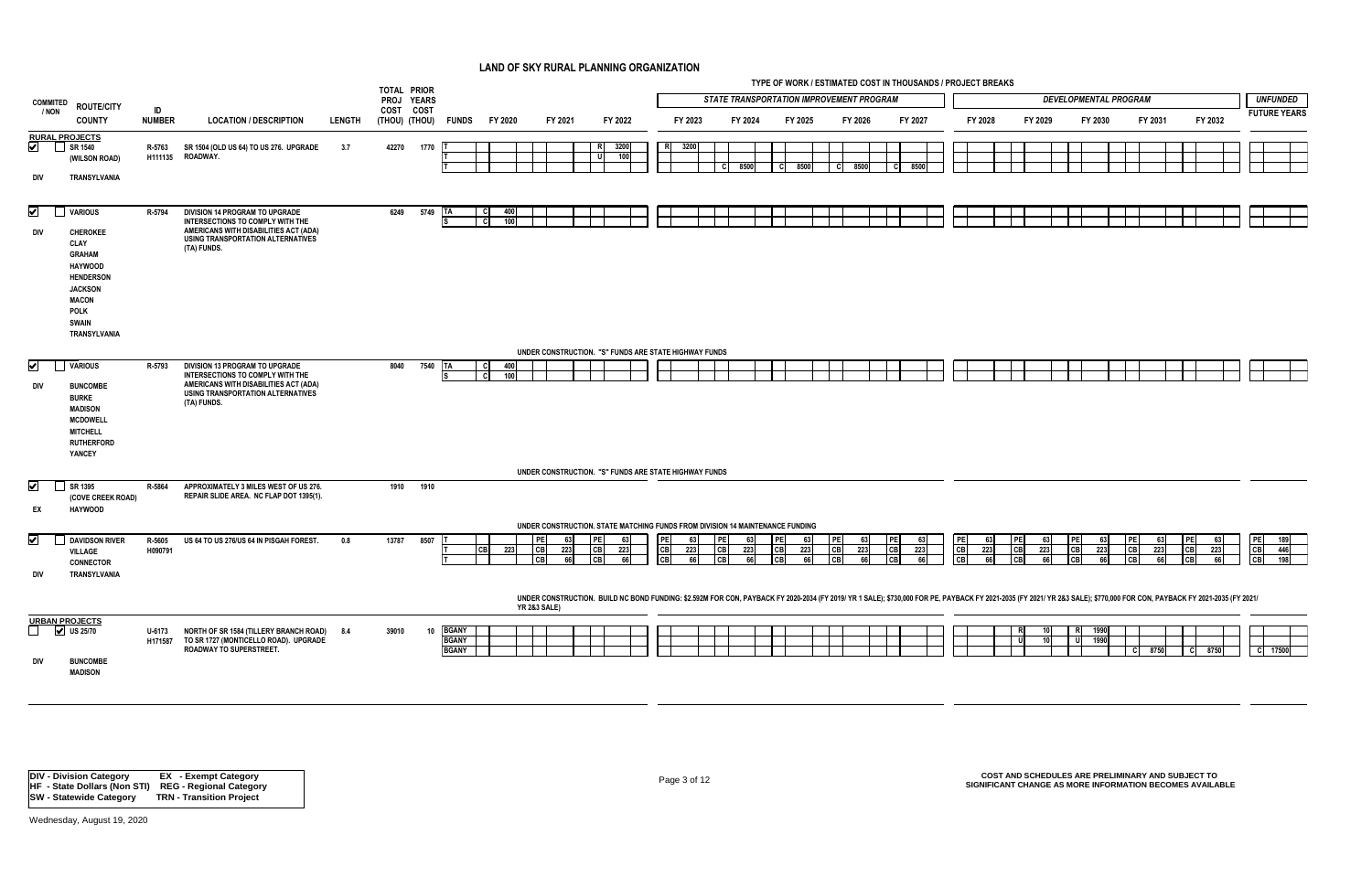# LAND OF SKY RURAL PLANNING ORGANIZATION

TYPE OF WORK / ESTIMATED COST IN THOUSANDS / PROJECT BREAKS

| COMMITED / NON | ROUTE/CITY COUNTY | ID NUMBER | LOCATION / DESCRIPTION | LENGTH | TOTAL PROJ COST (THOU) | PRIOR YEARS COST (THOU) | FUNDS | FY 2020 | FY 2021 | FY 2022 | FY 2023 | FY 2024 | FY 2025 | FY 2026 | FY 2027 | FY 2028 | FY 2029 | FY 2030 | FY 2031 | FY 2032 | UNFUNDED FUTURE YEARS |
|---|---|---|---|---|---|---|---|---|---|---|---|---|---|---|---|---|---|---|---|---|---|
| | | | | | | | | | | | STATE TRANSPORTATION IMPROVEMENT PROGRAM | | | | | DEVELOPMENTAL PROGRAM | | | | | |
| **RURAL PROJECTS** | | | | | | | | | | | | | | | | | | | | | |
| ☑ DIV | SR 1540 (WILSON ROAD) TRANSYLVANIA | R-5763 H111135 | SR 1504 (OLD US 64) TO US 276. UPGRADE ROADWAY. | 3.7 | 42270 | 1770 | T | | | R 3200 | R 3200 | | | | | | | | | | |
| | | | | | | | T | | | U 100 | | | | | | | | | | | |
| | | | | | | | T | | | | | C 8500 | C 8500 | C 8500 | C 8500 | | | | | | |
| ☑ DIV | VARIOUS CHEROKEE CLAY GRAHAM HAYWOOD HENDERSON JACKSON MACON POLK SWAIN TRANSYLVANIA | R-5794 | DIVISION 14 PROGRAM TO UPGRADE INTERSECTIONS TO COMPLY WITH THE AMERICANS WITH DISABILITIES ACT (ADA) USING TRANSPORTATION ALTERNATIVES (TA) FUNDS. | | 6249 | 5749 | TA | C 400 | | | | | | | | | | | | | |
| | | | | | | | S | C 100 | | | | | | | | | | | | | |
| | | | UNDER CONSTRUCTION. "S" FUNDS ARE STATE HIGHWAY FUNDS | | | | | | | | | | | | | | | | | | |
| ☑ DIV | VARIOUS BUNCOMBE BURKE MADISON MCDOWELL MITCHELL RUTHERFORD YANCEY | R-5793 | DIVISION 13 PROGRAM TO UPGRADE INTERSECTIONS TO COMPLY WITH THE AMERICANS WITH DISABILITIES ACT (ADA) USING TRANSPORTATION ALTERNATIVES (TA) FUNDS. | | 8040 | 7540 | TA | C 400 | | | | | | | | | | | | | |
| | | | | | | | S | C 100 | | | | | | | | | | | | | |
| | | | UNDER CONSTRUCTION. "S" FUNDS ARE STATE HIGHWAY FUNDS | | | | | | | | | | | | | | | | | | |
| ☑ EX | SR 1395 (COVE CREEK ROAD) HAYWOOD | R-5864 | APPROXIMATELY 3 MILES WEST OF US 276. REPAIR SLIDE AREA. NC FLAP DOT 1395(1). | | 1910 | 1910 | | | | | | | | | | | | | | | |
| | | | UNDER CONSTRUCTION. STATE MATCHING FUNDS FROM DIVISION 14 MAINTENANCE FUNDING | | | | | | | | | | | | | | | | | | |
| ☑ DIV | DAVIDSON RIVER VILLAGE CONNECTOR TRANSYLVANIA | R-5605 H090791 | US 64 TO US 276/US 64 IN PISGAH FOREST. | 0.8 | 13787 | 8507 | T | | PE 63 | PE 63 | PE 63 | PE 63 | PE 63 | PE 63 | PE 63 | PE 63 | PE 63 | PE 63 | PE 63 | PE 63 | PE 189 |
| | | | | | | | T | CB 223 | CB 223 | CB 223 | CB 223 | CB 223 | CB 223 | CB 223 | CB 223 | CB 223 | CB 223 | CB 223 | CB 223 | CB 223 | CB 446 |
| | | | | | | | T | | CB 66 | CB 66 | CB 66 | CB 66 | CB 66 | CB 66 | CB 66 | CB 66 | CB 66 | CB 66 | CB 66 | CB 66 | CB 198 |
| | | | UNDER CONSTRUCTION. BUILD NC BOND FUNDING: $2.592M FOR CON, PAYBACK FY 2020-2034 (FY 2019/ YR 1 SALE); $730,000 FOR PE, PAYBACK FY 2021-2035 (FY 2021/ YR 2&3 SALE); $770,000 FOR CON, PAYBACK FY 2021-2035 (FY 2021/ YR 2&3 SALE) | | | | | | | | | | | | | | | | | | |
| **URBAN PROJECTS** | | | | | | | | | | | | | | | | | | | | | |
| ☐ ☑ DIV | US 25/70 BUNCOMBE MADISON | U-6173 H171587 | NORTH OF SR 1584 (TILLERY BRANCH ROAD) TO SR 1727 (MONTICELLO ROAD). UPGRADE ROADWAY TO SUPERSTREET. | 8.4 | 39010 | 10 | BGANY | | | | | | | | | | R 10 | R 1990 | | | |
| | | | | | | | BGANY | | | | | | | | | | U 10 | U 1990 | | | |
| | | | | | | | BGANY | | | | | | | | | | | | C 8750 | C 8750 | C 17500 |

| | |
|---|---|
| DIV - Division Category | EX - Exempt Category |
| HF - State Dollars (Non STI) | REG - Regional Category |
| SW - Statewide Category | TRN - Transition Project |

COST AND SCHEDULES ARE PRELIMINARY AND SUBJECT TO SIGNIFICANT CHANGE AS MORE INFORMATION BECOMES AVAILABLE

Wednesday, August 19, 2020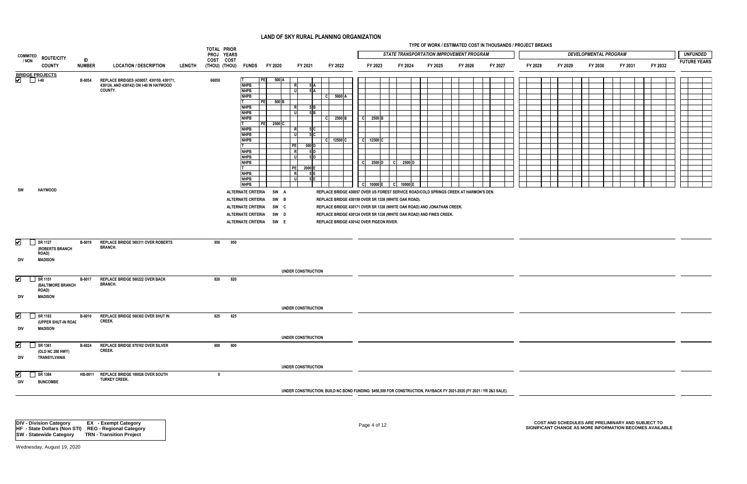# LAND OF SKY RURAL PLANNING ORGANIZATION

TYPE OF WORK / ESTIMATED COST IN THOUSANDS / PROJECT BREAKS

| COMMITED / NON | ROUTE/CITY / COUNTY | ID NUMBER | LOCATION / DESCRIPTION | LENGTH | TOTAL PROJ COST (THOU) | PRIOR YEARS COST (THOU) | FUNDS | FY 2020 | FY 2021 | FY 2022 | FY 2023 | FY 2024 | FY 2025 | FY 2026 | FY 2027 | FY 2028 | FY 2029 | FY 2030 | FY 2031 | FY 2032 | UNFUNDED FUTURE YEARS |
|---|---|---|---|---|---|---|---|---|---|---|---|---|---|---|---|---|---|---|---|---|---|
| | | | | | | | | | | | STATE TRANSPORTATION IMPROVEMENT PROGRAM | | | | | DEVELOPMENTAL PROGRAM | | | | | |
| **BRIDGE PROJECTS** | | | | | | | | | | | | | | | | | | | | | |
| ☑ ☐ | I-40 | B-6054 | REPLACE BRIDGES (430057, 430159, 430171, 430124, AND 430142) ON I-40 IN HAYWOOD COUNTY. | | 66050 | | T | PE 500 A | | | | | | | | | | | | | |
| | | | | | | | NHPB | | R 5 A | | | | | | | | | | | | |
| | | | | | | | NHPB | | U 5 A | | | | | | | | | | | | |
| | | | | | | | NHPB | | | C 5000 A | | | | | | | | | | | |
| | | | | | | | T | PE 500 B | | | | | | | | | | | | | |
| | | | | | | | NHPB | | R 5 B | | | | | | | | | | | | |
| | | | | | | | NHPB | | U 5 B | | | | | | | | | | | | |
| | | | | | | | NHPB | | | C 2500 B | C 2500 B | | | | | | | | | | |
| | | | | | | | T | PE 2500 C | | | | | | | | | | | | | |
| | | | | | | | NHPB | | R 5 C | | | | | | | | | | | | |
| | | | | | | | NHPB | | U 5 C | | | | | | | | | | | | |
| | | | | | | | NHPB | | | C 12500 C | C 12500 C | | | | | | | | | | |
| | | | | | | | T | | PE 500 D | | | | | | | | | | | | |
| | | | | | | | NHPB | | R 5 D | | | | | | | | | | | | |
| | | | | | | | NHPB | | U 5 D | | | | | | | | | | | | |
| | | | | | | | NHPB | | | | C 2500 D | C 2500 D | | | | | | | | | |
| | | | | | | | T | | PE 2000 E | | | | | | | | | | | | |
| | | | | | | | NHPB | | R 5 E | | | | | | | | | | | | |
| | | | | | | | NHPB | | U 5 E | | | | | | | | | | | | |
| | | | | | | | NHPB | | | | C 10000 E | C 10000 E | | | | | | | | | |
| SW | HAYWOOD | | | | | | ALTERNATE CRITERIA SW A | | | REPLACE BRIDGE 430057 OVER US FOREST SERVICE ROAD/COLD SPRINGS CREEK AT HARMON'S DEN. | | | | | | | | | | | |
| | | | | | | | ALTERNATE CRITERIA SW B | | | REPLACE BRIDGE 430159 OVER SR 1338 (WHITE OAK ROAD). | | | | | | | | | | | |
| | | | | | | | ALTERNATE CRITERIA SW C | | | REPLACE BRIDGE 430171 OVER SR 1338 (WHITE OAK ROAD) AND JONATHAN CREEK. | | | | | | | | | | | |
| | | | | | | | ALTERNATE CRITERIA SW D | | | REPLACE BRIDGE 430124 OVER SR 1338 (WHITE OAK ROAD) AND FINES CREEK. | | | | | | | | | | | |
| | | | | | | | ALTERNATE CRITERIA SW E | | | REPLACE BRIDGE 430142 OVER PIGEON RIVER. | | | | | | | | | | | |
| ☑ ☐ | SR 1127 (ROBERTS BRANCH ROAD) | B-6019 | REPLACE BRIDGE 560311 OVER ROBERTS BRANCH. | | 950 | 950 | | | | | | | | | | | | | | | |
| DIV | MADISON | | | | | | | UNDER CONSTRUCTION | | | | | | | | | | | | | |
| ☑ ☐ | SR 1151 (BALTIMORE BRANCH ROAD) | B-6017 | REPLACE BRIDGE 560222 OVER BACK BRANCH. | | 820 | 820 | | | | | | | | | | | | | | | |
| DIV | MADISON | | | | | | | UNDER CONSTRUCTION | | | | | | | | | | | | | |
| ☑ ☐ | SR 1183 (UPPER SHUT-IN ROAD) | B-6010 | REPLACE BRIDGE 560302 OVER SHUT IN CREEK. | | 825 | 825 | | | | | | | | | | | | | | | |
| DIV | MADISON | | | | | | | UNDER CONSTRUCTION | | | | | | | | | | | | | |
| ☑ ☐ | SR 1361 (OLD NC 280 HWY) | B-6024 | REPLACE BRIDGE 870162 OVER SILVER CREEK. | | 600 | 600 | | | | | | | | | | | | | | | |
| DIV | TRANSYLVANIA | | | | | | | UNDER CONSTRUCTION | | | | | | | | | | | | | |
| ☑ ☐ | SR 1384 | HB-0011 | REPLACE BRIDGE 100026 OVER SOUTH TURKEY CREEK. | | 0 | | | | | | | | | | | | | | | | |
| DIV | BUNCOMBE | | | | | | | UNDER CONSTRUCTION; BUILD NC BOND FUNDING: $456,509 FOR CONSTRUCTION, PAYBACK FY 2021-2035 (FY 2021 / YR 2&3 SALE). | | | | | | | | | | | | | |

| | |
|---|---|
| **DIV - Division Category** | **EX - Exempt Category** |
| **HF - State Dollars (Non STI)** | **REG - Regional Category** |
| **SW - Statewide Category** | **TRN - Transition Project** |

**COST AND SCHEDULES ARE PRELIMINARY AND SUBJECT TO SIGNIFICANT CHANGE AS MORE INFORMATION BECOMES AVAILABLE**

Wednesday, August 19, 2020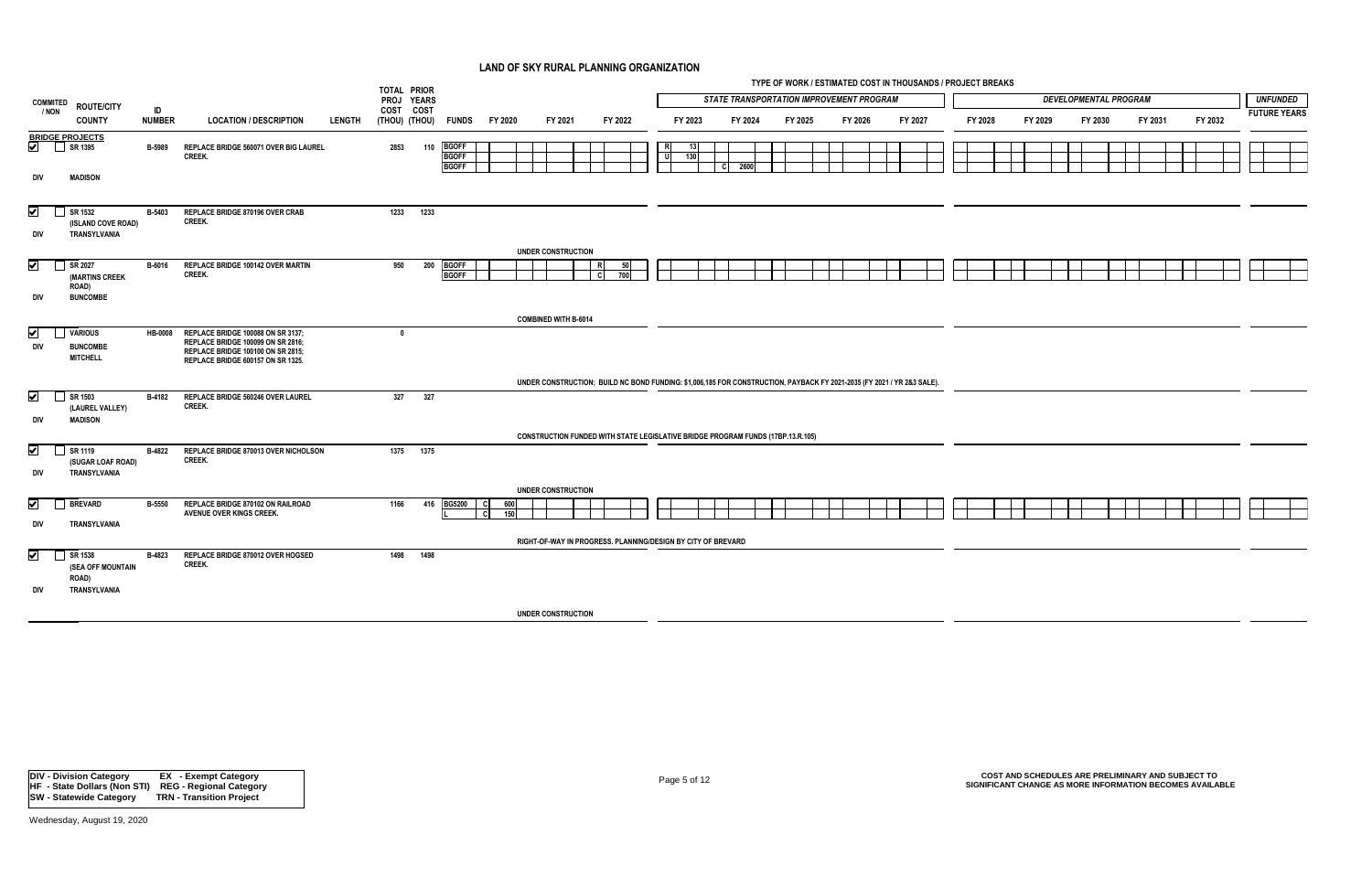# LAND OF SKY RURAL PLANNING ORGANIZATION

TYPE OF WORK / ESTIMATED COST IN THOUSANDS / PROJECT BREAKS

| COMMITED / NON | ROUTE/CITY COUNTY | ID NUMBER | LOCATION / DESCRIPTION | LENGTH | TOTAL PROJ COST (THOU) | PRIOR YEARS COST (THOU) | FUNDS | FY 2020 | FY 2021 | FY 2022 | FY 2023 | FY 2024 | FY 2025 | FY 2026 | FY 2027 | FY 2028 | FY 2029 | FY 2030 | FY 2031 | FY 2032 | UNFUNDED FUTURE YEARS |
|---|---|---|---|---|---|---|---|---|---|---|---|---|---|---|---|---|---|---|---|---|---|
| | | | | | | | | | | | STATE TRANSPORTATION IMPROVEMENT PROGRAM | | | | | DEVELOPMENTAL PROGRAM | | | | | |
| **BRIDGE PROJECTS** | | | | | | | | | | | | | | | | | | | | | |
| ☑ DIV | SR 1395 MADISON | B-5989 | REPLACE BRIDGE 560071 OVER BIG LAUREL CREEK. | | 2853 | 110 | BGOFF | | | | R 13 | | | | | | | | | | |
| | | | | | | | BGOFF | | | | U 130 | | | | | | | | | | |
| | | | | | | | BGOFF | | | | | C 2600 | | | | | | | | | |
| ☑ DIV | SR 1532 (ISLAND COVE ROAD) TRANSYLVANIA | B-5403 | REPLACE BRIDGE 870196 OVER CRAB CREEK. | | 1233 | 1233 | | | | | | | | | | | | | | | |
| | | | | | | | | | UNDER CONSTRUCTION | | | | | | | | | | | | |
| ☑ DIV | SR 2027 (MARTINS CREEK ROAD) BUNCOMBE | B-6016 | REPLACE BRIDGE 100142 OVER MARTIN CREEK. | | 950 | 200 | BGOFF | | | R 50 | | | | | | | | | | | |
| | | | | | | | BGOFF | | | C 700 | | | | | | | | | | | |
| | | | | | | | | | COMBINED WITH B-6014 | | | | | | | | | | | | |
| ☑ DIV | VARIOUS BUNCOMBE MITCHELL | HB-0008 | REPLACE BRIDGE 100088 ON SR 3137; REPLACE BRIDGE 100099 ON SR 2816; REPLACE BRIDGE 100100 ON SR 2815; REPLACE BRIDGE 600157 ON SR 1325. | | 0 | | | | | | | | | | | | | | | | |
| | | | | | | | | | UNDER CONSTRUCTION; BUILD NC BOND FUNDING: $1,006,185 FOR CONSTRUCTION, PAYBACK FY 2021-2035 (FY 2021 / YR 2&3 SALE). | | | | | | | | | | | | |
| ☑ DIV | SR 1503 (LAUREL VALLEY) MADISON | B-4182 | REPLACE BRIDGE 560246 OVER LAUREL CREEK. | | 327 | 327 | | | | | | | | | | | | | | | |
| | | | | | | | | | CONSTRUCTION FUNDED WITH STATE LEGISLATIVE BRIDGE PROGRAM FUNDS (17BP.13.R.105) | | | | | | | | | | | | |
| ☑ DIV | SR 1119 (SUGAR LOAF ROAD) TRANSYLVANIA | B-4822 | REPLACE BRIDGE 870013 OVER NICHOLSON CREEK. | | 1375 | 1375 | | | | | | | | | | | | | | | |
| | | | | | | | | | UNDER CONSTRUCTION | | | | | | | | | | | | |
| ☑ DIV | BREVARD TRANSYLVANIA | B-5550 | REPLACE BRIDGE 870102 ON RAILROAD AVENUE OVER KINGS CREEK. | | 1166 | 416 | BG5200 | C 600 | | | | | | | | | | | | | |
| | | | | | | | L | C 150 | | | | | | | | | | | | | |
| | | | | | | | | | RIGHT-OF-WAY IN PROGRESS. PLANNING/DESIGN BY CITY OF BREVARD | | | | | | | | | | | | |
| ☑ DIV | SR 1538 (SEA OFF MOUNTAIN ROAD) TRANSYLVANIA | B-4823 | REPLACE BRIDGE 870012 OVER HOGSED CREEK. | | 1498 | 1498 | | | | | | | | | | | | | | | |
| | | | | | | | | | UNDER CONSTRUCTION | | | | | | | | | | | | |

| | |
|---|---|
| DIV - Division Category | EX - Exempt Category |
| HF - State Dollars (Non STI) | REG - Regional Category |
| SW - Statewide Category | TRN - Transition Project |

COST AND SCHEDULES ARE PRELIMINARY AND SUBJECT TO SIGNIFICANT CHANGE AS MORE INFORMATION BECOMES AVAILABLE

Wednesday, August 19, 2020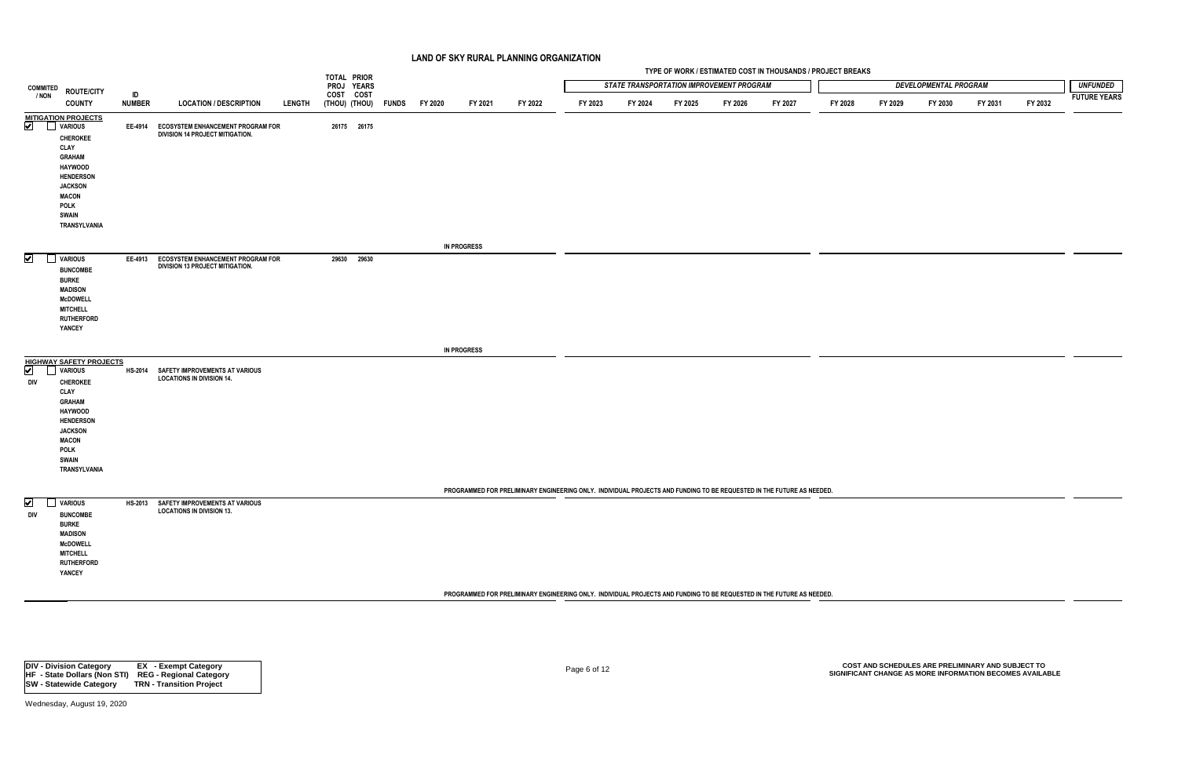# LAND OF SKY RURAL PLANNING ORGANIZATION

TYPE OF WORK / ESTIMATED COST IN THOUSANDS / PROJECT BREAKS

| COMMITED / NON | ROUTE/CITY COUNTY | ID NUMBER | LOCATION / DESCRIPTION | LENGTH | TOTAL PROJ COST (THOU) | PRIOR YEARS COST (THOU) | FUNDS | FY 2020 | FY 2021 | FY 2022 | STATE TRANSPORTATION IMPROVEMENT PROGRAM FY 2023 | FY 2024 | FY 2025 | FY 2026 | FY 2027 | DEVELOPMENTAL PROGRAM FY 2028 | FY 2029 | FY 2030 | FY 2031 | FY 2032 | UNFUNDED FUTURE YEARS |
|---|---|---|---|---|---|---|---|---|---|---|---|---|---|---|---|---|---|---|---|---|---|
| **MITIGATION PROJECTS** | | | | | | | | | | | | | | | | | | | | | |
| ☑ ☐ | VARIOUS CHEROKEE CLAY GRAHAM HAYWOOD HENDERSON JACKSON MACON POLK SWAIN TRANSYLVANIA | EE-4914 | ECOSYSTEM ENHANCEMENT PROGRAM FOR DIVISION 14 PROJECT MITIGATION. | | 26175 | 26175 | | | IN PROGRESS | | | | | | | | | | | | |
| ☑ ☐ | VARIOUS BUNCOMBE BURKE MADISON McDOWELL MITCHELL RUTHERFORD YANCEY | EE-4913 | ECOSYSTEM ENHANCEMENT PROGRAM FOR DIVISION 13 PROJECT MITIGATION. | | 29630 | 29630 | | | IN PROGRESS | | | | | | | | | | | | |
| **HIGHWAY SAFETY PROJECTS** | | | | | | | | | | | | | | | | | | | | | |
| ☑ ☐ DIV | VARIOUS CHEROKEE CLAY GRAHAM HAYWOOD HENDERSON JACKSON MACON POLK SWAIN TRANSYLVANIA | HS-2014 | SAFETY IMPROVEMENTS AT VARIOUS LOCATIONS IN DIVISION 14. | | | | | | PROGRAMMED FOR PRELIMINARY ENGINEERING ONLY. INDIVIDUAL PROJECTS AND FUNDING TO BE REQUESTED IN THE FUTURE AS NEEDED. | | | | | | | | | | | | |
| ☑ ☐ DIV | VARIOUS BUNCOMBE BURKE MADISON McDOWELL MITCHELL RUTHERFORD YANCEY | HS-2013 | SAFETY IMPROVEMENTS AT VARIOUS LOCATIONS IN DIVISION 13. | | | | | | PROGRAMMED FOR PRELIMINARY ENGINEERING ONLY. INDIVIDUAL PROJECTS AND FUNDING TO BE REQUESTED IN THE FUTURE AS NEEDED. | | | | | | | | | | | | |

| | |
|---|---|
| DIV - Division Category | EX - Exempt Category |
| HF - State Dollars (Non STI) | REG - Regional Category |
| SW - Statewide Category | TRN - Transition Project |

COST AND SCHEDULES ARE PRELIMINARY AND SUBJECT TO SIGNIFICANT CHANGE AS MORE INFORMATION BECOMES AVAILABLE

Wednesday, August 19, 2020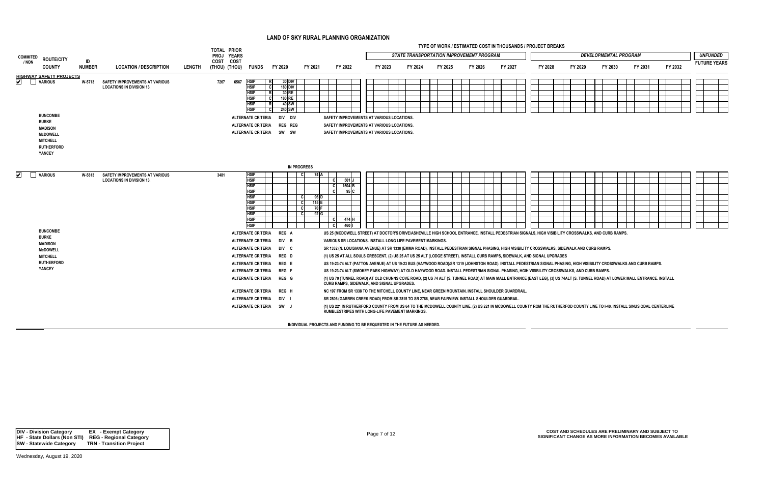# LAND OF SKY RURAL PLANNING ORGANIZATION

TYPE OF WORK / ESTIMATED COST IN THOUSANDS / PROJECT BREAKS

| COMMITED / NON | ROUTE/CITY COUNTY | ID NUMBER | LOCATION / DESCRIPTION | LENGTH | TOTAL PROJ COST (THOU) | PRIOR YEARS COST (THOU) | FUNDS | FY 2020 | FY 2021 | FY 2022 | FY 2023 | FY 2024 | FY 2025 | FY 2026 | FY 2027 | FY 2028 | FY 2029 | FY 2030 | FY 2031 | FY 2032 | UNFUNDED FUTURE YEARS |
|---|---|---|---|---|---|---|---|---|---|---|---|---|---|---|---|---|---|---|---|---|---|
| | | | | | | | | | | | *STATE TRANSPORTATION IMPROVEMENT PROGRAM* | | | | | *DEVELOPMENTAL PROGRAM* | | | | | |
| **HIGHWAY SAFETY PROJECTS** | | | | | | | | | | | | | | | | | | | | | |
| ☑ | VARIOUS | W-5713 | SAFETY IMPROVEMENTS AT VARIOUS LOCATIONS IN DIVISION 13. | | 7267 | 6567 | HSIP | R 30 DIV | | | | | | | | | | | | | |
| | | | | | | | HSIP | C 180 DIV | | | | | | | | | | | | | |
| | | | | | | | HSIP | R 30 RE | | | | | | | | | | | | | |
| | | | | | | | HSIP | C 180 RE | | | | | | | | | | | | | |
| | | | | | | | HSIP | R 40 SW | | | | | | | | | | | | | |
| | | | | | | | HSIP | C 240 SW | | | | | | | | | | | | | |
| | BUNCOMBE, BURKE, MADISON, McDOWELL, MITCHELL, RUTHERFORD, YANCEY | | | | | | ALTERNATE CRITERIA DIV DIV — SAFETY IMPROVEMENTS AT VARIOUS LOCATIONS. | | | | | | | | | | | | | | |
| | | | | | | | ALTERNATE CRITERIA REG REG — SAFETY IMPROVEMENTS AT VARIOUS LOCATIONS. | | | | | | | | | | | | | | |
| | | | | | | | ALTERNATE CRITERIA SW SW — SAFETY IMPROVEMENTS AT VARIOUS LOCATIONS. | | | | | | | | | | | | | | |
| | | | | | | | | IN PROGRESS | | | | | | | | | | | | | |
| ☑ | VARIOUS | W-5813 | SAFETY IMPROVEMENTS AT VARIOUS LOCATIONS IN DIVISION 13. | | 3481 | | HSIP | | C 74 A | | | | | | | | | | | | |
| | | | | | | | HSIP | | | C 501 J | | | | | | | | | | | |
| | | | | | | | HSIP | | | C 1504 B | | | | | | | | | | | |
| | | | | | | | HSIP | | | C 95 C | | | | | | | | | | | |
| | | | | | | | HSIP | | C 96 D | | | | | | | | | | | | |
| | | | | | | | HSIP | | C 115 E | | | | | | | | | | | | |
| | | | | | | | HSIP | | C 70 F | | | | | | | | | | | | |
| | | | | | | | HSIP | | C 92 G | | | | | | | | | | | | |
| | | | | | | | HSIP | | | C 474 H | | | | | | | | | | | |
| | | | | | | | HSIP | | | C 460 I | | | | | | | | | | | |

BUNCOMBE, BURKE, MADISON, McDOWELL, MITCHELL, RUTHERFORD, YANCEY

- ALTERNATE CRITERIA REG A — US 25 (MCDOWELL STREET) AT DOCTOR'S DRIVE/ASHEVILLE HIGH SCHOOL ENTRANCE. INSTALL PEDESTRIAN SIGNALS, HIGH VISIBILITY CROSSWALKS, AND CURB RAMPS.
- ALTERNATE CRITERIA DIV B — VARIOUS SR LOCATIONS. INSTALL LONG LIFE PAVEMENT MARKINGS.
- ALTERNATE CRITERIA DIV C — SR 1332 (N. LOUISIANA AVENUE) AT SR 1338 (EMMA ROAD). INSTALL PEDESTRIAN SIGNAL PHASING, HIGH VISIBILITY CROSSWALKS, SIDEWALK AND CURB RAMPS.
- ALTERNATE CRITERIA REG D — (1) US 25 AT ALL SOULS CRESCENT, (2) US 25 AT US 25 ALT (LODGE STREET). INSTALL CURB RAMPS, SIDEWALK, AND SIGNAL UPGRADES
- ALTERNATE CRITERIA REG E — US 19-23-74 ALT (PATTON AVENUE) AT US 19-23 BUS (HAYWOOD ROAD)/SR 1319 (JOHNSTON ROAD). INSTALL PEDESTRIAN SIGNAL PHASING, HIGH VISIBILITY CROSSWALKS AND CURB RAMPS.
- ALTERNATE CRITERIA REG F — US 19-23-74 ALT (SMOKEY PARK HIGHWAY) AT OLD HAYWOOD ROAD. INSTALL PEDESTRIAN SIGNAL PHASING, HGIH VISIBILITY CROSSWALKS, AND CURB RAMPS.
- ALTERNATE CRITERIA REG G — (1) US 70 (TUNNEL ROAD) AT OLD CHUNNS COVE ROAD, (2) US 74 ALT (S. TUNNEL ROAD) AT MAIN MALL ENTRANCE (EAST LEG), (3) US 74ALT (S. TUNNEL ROAD) AT LOWER MALL ENTRANCE. INSTALL CURB RAMPS, SIDEWALK, AND SIGNAL UPGRADES.
- ALTERNATE CRITERIA REG H — NC 197 FROM SR 1338 TO THE MITCHELL COUNTY LINE, NEAR GREEN MOUNTAIN. INSTALL SHOULDER GUARDRAIL.
- ALTERNATE CRITERIA DIV I — SR 2806 (GARREN CREEK ROAD) FROM SR 2815 TO SR 2786, NEAR FAIRVIEW. INSTALL SHOULDER GUARDRAIL.
- ALTERNATE CRITERIA SW J — (1) US 221 IN RUTHERFORD COUNTY FROM US 64 TO THE MCDOWELL COUNTY LINE. (2) US 221 IN MCDOWELL COUNTY ROM THE RUTHERFOD COUNTY LINE TO I-40. INSTALL SINUSIODAL CENTERLINE RUMBLESTRIPES WITH LONG-LIFE PAVEMENT MARKINGS.

INDIVIDUAL PROJECTS AND FUNDING TO BE REQUESTED IN THE FUTURE AS NEEDED.

| | |
|---|---|
| DIV - Division Category | EX - Exempt Category |
| HF - State Dollars (Non STI) | REG - Regional Category |
| SW - Statewide Category | TRN - Transition Project |

COST AND SCHEDULES ARE PRELIMINARY AND SUBJECT TO SIGNIFICANT CHANGE AS MORE INFORMATION BECOMES AVAILABLE

Wednesday, August 19, 2020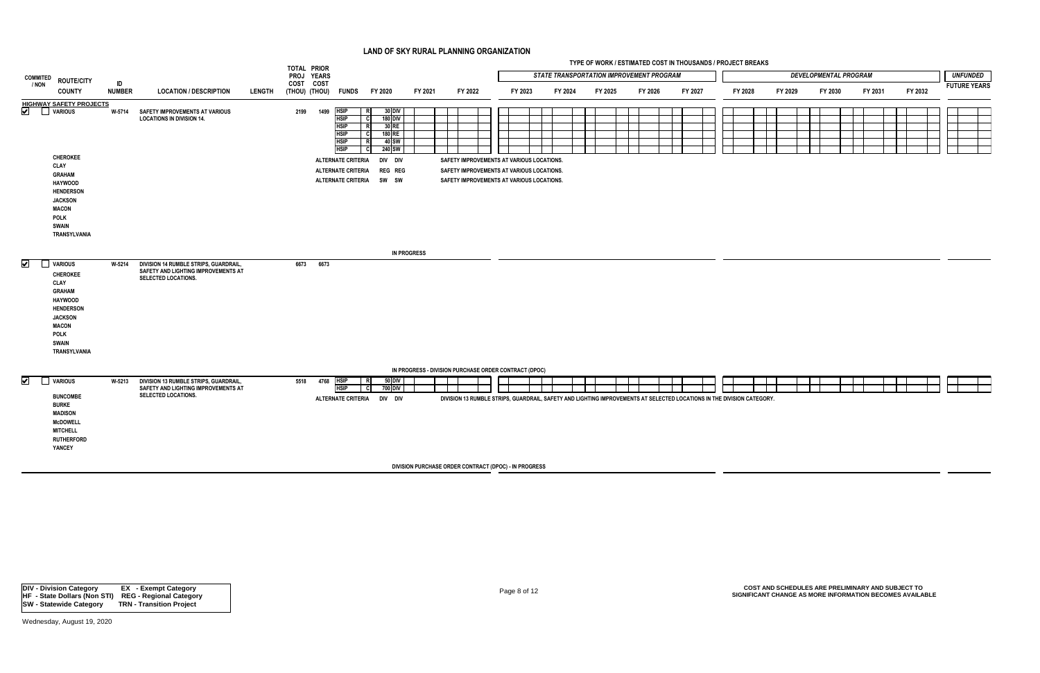# LAND OF SKY RURAL PLANNING ORGANIZATION

TYPE OF WORK / ESTIMATED COST IN THOUSANDS / PROJECT BREAKS

| COMMITED / NON | ROUTE/CITY COUNTY | ID NUMBER | LOCATION / DESCRIPTION | LENGTH | TOTAL PROJ COST (THOU) | PRIOR YEARS COST (THOU) | FUNDS | FY 2020 | FY 2021 | FY 2022 | FY 2023 | FY 2024 | FY 2025 | FY 2026 | FY 2027 | FY 2028 | FY 2029 | FY 2030 | FY 2031 | FY 2032 | FUTURE YEARS |
|---|---|---|---|---|---|---|---|---|---|---|---|---|---|---|---|---|---|---|---|---|---|
| | | | | | | | | | | | STATE TRANSPORTATION IMPROVEMENT PROGRAM | | | | | DEVELOPMENTAL PROGRAM | | | | | UNFUNDED |
| **HIGHWAY SAFETY PROJECTS** | | | | | | | | | | | | | | | | | | | | | |
| ☑ | VARIOUS | W-5714 | SAFETY IMPROVEMENTS AT VARIOUS LOCATIONS IN DIVISION 14. | | 2199 | 1499 | HSIP R | 30 DIV | | | | | | | | | | | | | |
| | | | | | | | HSIP C | 180 DIV | | | | | | | | | | | | | |
| | | | | | | | HSIP R | 30 RE | | | | | | | | | | | | | |
| | | | | | | | HSIP C | 180 RE | | | | | | | | | | | | | |
| | | | | | | | HSIP R | 40 SW | | | | | | | | | | | | | |
| | | | | | | | HSIP C | 240 SW | | | | | | | | | | | | | |
| | CHEROKEE, CLAY, GRAHAM, HAYWOOD, HENDERSON, JACKSON, MACON, POLK, SWAIN, TRANSYLVANIA | | | | | | ALTERNATE CRITERIA | DIV DIV | SAFETY IMPROVEMENTS AT VARIOUS LOCATIONS. | | | | | | | | | | | | |
| | | | | | | | ALTERNATE CRITERIA | REG REG | SAFETY IMPROVEMENTS AT VARIOUS LOCATIONS. | | | | | | | | | | | | |
| | | | | | | | ALTERNATE CRITERIA | SW SW | SAFETY IMPROVEMENTS AT VARIOUS LOCATIONS. | | | | | | | | | | | | |
| | | | | | | | | IN PROGRESS | | | | | | | | | | | | | |
| ☑ | VARIOUS — CHEROKEE, CLAY, GRAHAM, HAYWOOD, HENDERSON, JACKSON, MACON, POLK, SWAIN, TRANSYLVANIA | W-5214 | DIVISION 14 RUMBLE STRIPS, GUARDRAIL, SAFETY AND LIGHTING IMPROVEMENTS AT SELECTED LOCATIONS. | | 6673 | 6673 | | | | | | | | | | | | | | | |
| | | | | | | | | IN PROGRESS - DIVISION PURCHASE ORDER CONTRACT (DPOC) | | | | | | | | | | | | | |
| ☑ | VARIOUS | W-5213 | DIVISION 13 RUMBLE STRIPS, GUARDRAIL, SAFETY AND LIGHTING IMPROVEMENTS AT SELECTED LOCATIONS. | | 5518 | 4768 | HSIP R | 50 DIV | | | | | | | | | | | | | |
| | | | | | | | HSIP C | 700 DIV | | | | | | | | | | | | | |
| | BUNCOMBE, BURKE, MADISON, McDOWELL, MITCHELL, RUTHERFORD, YANCEY | | | | | | ALTERNATE CRITERIA | DIV DIV | DIVISION 13 RUMBLE STRIPS, GUARDRAIL, SAFETY AND LIGHTING IMPROVEMENTS AT SELECTED LOCATIONS IN THE DIVISION CATEGORY. | | | | | | | | | | | | |
| | | | | | | | | DIVISION PURCHASE ORDER CONTRACT (DPOC) - IN PROGRESS | | | | | | | | | | | | | |

DIV - Division Category  EX - Exempt Category
HF - State Dollars (Non STI)  REG - Regional Category
SW - Statewide Category  TRN - Transition Project

COST AND SCHEDULES ARE PRELIMINARY AND SUBJECT TO SIGNIFICANT CHANGE AS MORE INFORMATION BECOMES AVAILABLE

Wednesday, August 19, 2020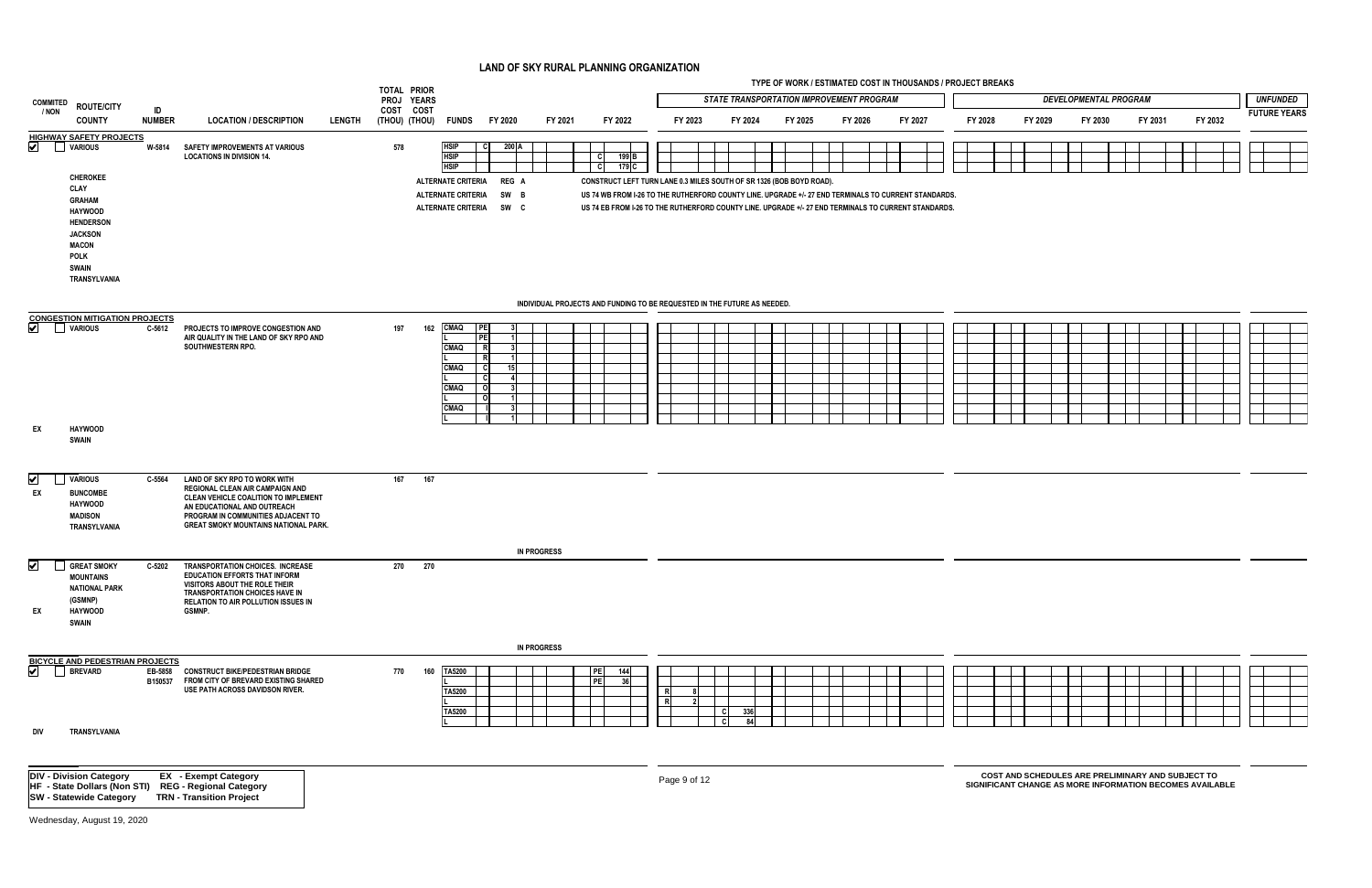# LAND OF SKY RURAL PLANNING ORGANIZATION

TYPE OF WORK / ESTIMATED COST IN THOUSANDS / PROJECT BREAKS

| COMMITED / NON | ROUTE/CITY COUNTY | ID NUMBER | LOCATION / DESCRIPTION | LENGTH | TOTAL PROJ COST (THOU) | PRIOR YEARS COST (THOU) | FUNDS | FY 2020 | FY 2021 | FY 2022 | FY 2023 | FY 2024 | FY 2025 | FY 2026 | FY 2027 | FY 2028 | FY 2029 | FY 2030 | FY 2031 | FY 2032 | UNFUNDED FUTURE YEARS |
|---|---|---|---|---|---|---|---|---|---|---|---|---|---|---|---|---|---|---|---|---|---|
| | | | | | | | | | | | *STATE TRANSPORTATION IMPROVEMENT PROGRAM* | | | | | *DEVELOPMENTAL PROGRAM* | | | | | |
| **HIGHWAY SAFETY PROJECTS** | | | | | | | | | | | | | | | | | | | | | |
| ☑ | VARIOUS | W-5814 | SAFETY IMPROVEMENTS AT VARIOUS LOCATIONS IN DIVISION 14. | | 578 | | HSIP | C 200 A | | | | | | | | | | | | | |
| | | | | | | | HSIP | | | C 199 B | | | | | | | | | | | |
| | | | | | | | HSIP | | | C 179 C | | | | | | | | | | | |
| | CHEROKEE, CLAY, GRAHAM, HAYWOOD, HENDERSON, JACKSON, MACON, POLK, SWAIN, TRANSYLVANIA | | | | | | | | | | | | | | | | | | | | |

ALTERNATE CRITERIA REG A — CONSTRUCT LEFT TURN LANE 0.3 MILES SOUTH OF SR 1326 (BOB BOYD ROAD).

ALTERNATE CRITERIA SW B — US 74 WB FROM I-26 TO THE RUTHERFORD COUNTY LINE. UPGRADE +/- 27 END TERMINALS TO CURRENT STANDARDS.

ALTERNATE CRITERIA SW C — US 74 EB FROM I-26 TO THE RUTHERFORD COUNTY LINE. UPGRADE +/- 27 END TERMINALS TO CURRENT STANDARDS.

INDIVIDUAL PROJECTS AND FUNDING TO BE REQUESTED IN THE FUTURE AS NEEDED.

| COMMITED / NON | ROUTE/CITY COUNTY | ID NUMBER | LOCATION / DESCRIPTION | LENGTH | TOTAL PROJ COST (THOU) | PRIOR YEARS COST (THOU) | FUNDS | FY 2020 | FY 2021 | FY 2022 | FY 2023 | FY 2024 | FY 2025 | FY 2026 | FY 2027 | FY 2028 | FY 2029 | FY 2030 | FY 2031 | FY 2032 | UNFUNDED FUTURE YEARS |
|---|---|---|---|---|---|---|---|---|---|---|---|---|---|---|---|---|---|---|---|---|---|
| **CONGESTION MITIGATION PROJECTS** | | | | | | | | | | | | | | | | | | | | | |
| ☑ | VARIOUS | C-5612 | PROJECTS TO IMPROVE CONGESTION AND AIR QUALITY IN THE LAND OF SKY RPO AND SOUTHWESTERN RPO. | | 197 | 162 | CMAQ | PE 3 | | | | | | | | | | | | | |
| | | | | | | | L | PE 1 | | | | | | | | | | | | | |
| | | | | | | | CMAQ | R 3 | | | | | | | | | | | | | |
| | | | | | | | L | R 1 | | | | | | | | | | | | | |
| | | | | | | | CMAQ | C 15 | | | | | | | | | | | | | |
| | | | | | | | L | C 4 | | | | | | | | | | | | | |
| | | | | | | | CMAQ | O 3 | | | | | | | | | | | | | |
| | | | | | | | L | O 1 | | | | | | | | | | | | | |
| | | | | | | | CMAQ | I 3 | | | | | | | | | | | | | |
| | | | | | | | L | I 1 | | | | | | | | | | | | | |
| EX | HAYWOOD, SWAIN | | | | | | | | | | | | | | | | | | | | |
| ☑ EX | VARIOUS, BUNCOMBE, HAYWOOD, MADISON, TRANSYLVANIA | C-5564 | LAND OF SKY RPO TO WORK WITH REGIONAL CLEAN AIR CAMPAIGN AND CLEAN VEHICLE COALITION TO IMPLEMENT AN EDUCATIONAL AND OUTREACH PROGRAM IN COMMUNITIES ADJACENT TO GREAT SMOKY MOUNTAINS NATIONAL PARK. | | 167 | 167 | | | IN PROGRESS | | | | | | | | | | | | |
| ☑ EX | GREAT SMOKY MOUNTAINS NATIONAL PARK (GSMNP), HAYWOOD, SWAIN | C-5202 | TRANSPORTATION CHOICES. INCREASE EDUCATION EFFORTS THAT INFORM VISITORS ABOUT THE ROLE THEIR TRANSPORTATION CHOICES HAVE IN RELATION TO AIR POLLUTION ISSUES IN GSMNP. | | 270 | 270 | | | IN PROGRESS | | | | | | | | | | | | |
| **BICYCLE AND PEDESTRIAN PROJECTS** | | | | | | | | | | | | | | | | | | | | | |
| ☑ | BREVARD | EB-5858 B150537 | CONSTRUCT BIKE/PEDESTRIAN BRIDGE FROM CITY OF BREVARD EXISTING SHARED USE PATH ACROSS DAVIDSON RIVER. | | 770 | 160 | TA5200 | | | PE 144 | | | | | | | | | | | |
| | | | | | | | L | | | PE 36 | | | | | | | | | | | |
| | | | | | | | TA5200 | | | | R 8 | | | | | | | | | | |
| | | | | | | | L | | | | R 2 | | | | | | | | | | |
| | | | | | | | TA5200 | | | | | C 336 | | | | | | | | | |
| | | | | | | | L | | | | | C 84 | | | | | | | | | |
| DIV | TRANSYLVANIA | | | | | | | | | | | | | | | | | | | | |

**DIV - Division Category** EX - Exempt Category
**HF - State Dollars (Non STI)** REG - Regional Category
**SW - Statewide Category** TRN - Transition Project

COST AND SCHEDULES ARE PRELIMINARY AND SUBJECT TO SIGNIFICANT CHANGE AS MORE INFORMATION BECOMES AVAILABLE

Wednesday, August 19, 2020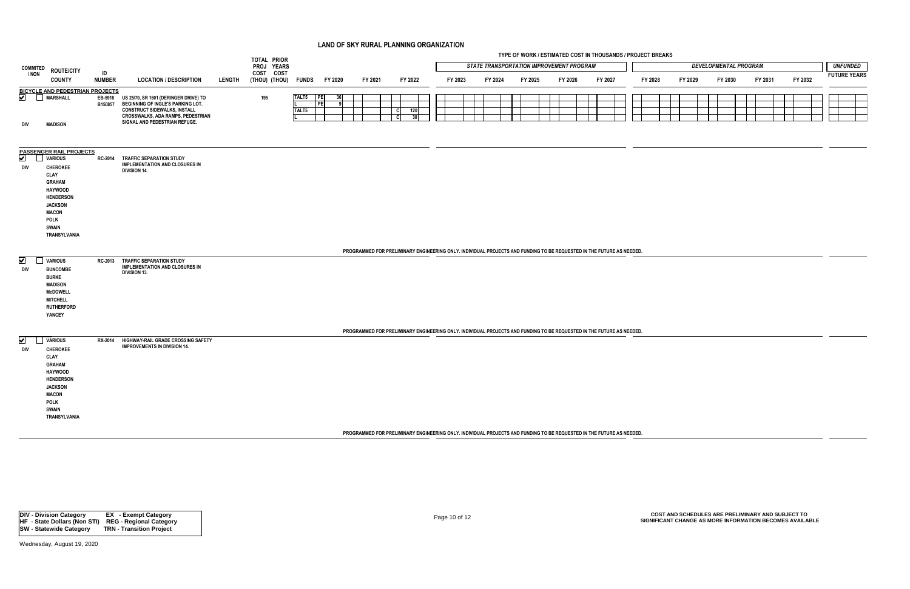# LAND OF SKY RURAL PLANNING ORGANIZATION

TYPE OF WORK / ESTIMATED COST IN THOUSANDS / PROJECT BREAKS

| COMMITED / NON | ROUTE/CITY COUNTY | ID NUMBER | LOCATION / DESCRIPTION | LENGTH | TOTAL PROJ COST (THOU) | PRIOR YEARS COST (THOU) | FUNDS | FY 2020 | FY 2021 | FY 2022 | FY 2023 | FY 2024 | FY 2025 | FY 2026 | FY 2027 | FY 2028 | FY 2029 | FY 2030 | FY 2031 | FY 2032 | UNFUNDED FUTURE YEARS |
|---|---|---|---|---|---|---|---|---|---|---|---|---|---|---|---|---|---|---|---|---|---|
| | | | | | | | | | | | *STATE TRANSPORTATION IMPROVEMENT PROGRAM* | | | | | *DEVELOPMENTAL PROGRAM* | | | | | |
| **BICYCLE AND PEDESTRIAN PROJECTS** | | | | | | | | | | | | | | | | | | | | | |
| ☑ DIV | MARSHALL MADISON | EB-5918 B150857 | US 25/70, SR 1601 (DERINGER DRIVE) TO BEGINNING OF INGLE'S PARKING LOT. CONSTRUCT SIDEWALKS, INSTALL CROSSWALKS, ADA RAMPS, PEDESTRIAN SIGNAL AND PEDESTRIAN REFUGE. | | 195 | | TALT5 | PE 36 | | | | | | | | | | | | | |
| | | | | | | | L | PE 9 | | | | | | | | | | | | | |
| | | | | | | | TALT5 | | | C 120 | | | | | | | | | | | |
| | | | | | | | L | | | C 30 | | | | | | | | | | | |
| **PASSENGER RAIL PROJECTS** | | | | | | | | | | | | | | | | | | | | | |
| ☑ DIV | VARIOUS CHEROKEE CLAY GRAHAM HAYWOOD HENDERSON JACKSON MACON POLK SWAIN TRANSYLVANIA | RC-2014 | TRAFFIC SEPARATION STUDY IMPLEMENTATION AND CLOSURES IN DIVISION 14. | | | | | | | | | | | | | | | | | | |
| | | | | | | | | PROGRAMMED FOR PRELIMINARY ENGINEERING ONLY. INDIVIDUAL PROJECTS AND FUNDING TO BE REQUESTED IN THE FUTURE AS NEEDED. | | | | | | | | | | | | | |
| ☑ DIV | VARIOUS BUNCOMBE BURKE MADISON McDOWELL MITCHELL RUTHERFORD YANCEY | RC-2013 | TRAFFIC SEPARATION STUDY IMPLEMENTATION AND CLOSURES IN DIVISION 13. | | | | | | | | | | | | | | | | | | |
| | | | | | | | | PROGRAMMED FOR PRELIMINARY ENGINEERING ONLY. INDIVIDUAL PROJECTS AND FUNDING TO BE REQUESTED IN THE FUTURE AS NEEDED. | | | | | | | | | | | | | |
| ☑ DIV | VARIOUS CHEROKEE CLAY GRAHAM HAYWOOD HENDERSON JACKSON MACON POLK SWAIN TRANSYLVANIA | RX-2014 | HIGHWAY-RAIL GRADE CROSSING SAFETY IMPROVEMENTS IN DIVISION 14. | | | | | | | | | | | | | | | | | | |
| | | | | | | | | PROGRAMMED FOR PRELIMINARY ENGINEERING ONLY. INDIVIDUAL PROJECTS AND FUNDING TO BE REQUESTED IN THE FUTURE AS NEEDED. | | | | | | | | | | | | | |

| | |
|---|---|
| **DIV - Division Category** | **EX - Exempt Category** |
| **HF - State Dollars (Non STI)** | **REG - Regional Category** |
| **SW - Statewide Category** | **TRN - Transition Project** |

**COST AND SCHEDULES ARE PRELIMINARY AND SUBJECT TO SIGNIFICANT CHANGE AS MORE INFORMATION BECOMES AVAILABLE**

Wednesday, August 19, 2020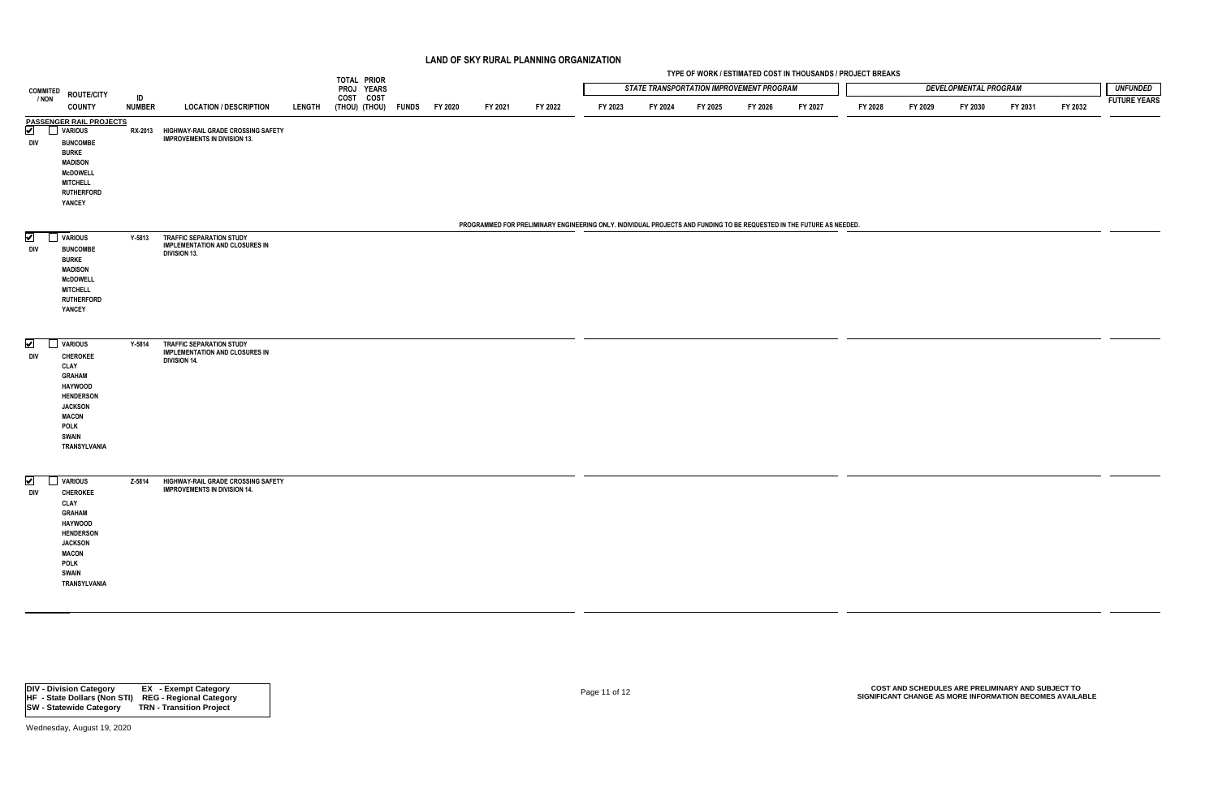# LAND OF SKY RURAL PLANNING ORGANIZATION

TYPE OF WORK / ESTIMATED COST IN THOUSANDS / PROJECT BREAKS

| COMMITED / NON | ROUTE/CITY COUNTY | ID NUMBER | LOCATION / DESCRIPTION | LENGTH | TOTAL PROJ COST (THOU) | PRIOR YEARS COST (THOU) | FUNDS | FY 2020 | FY 2021 | FY 2022 | *STATE TRANSPORTATION IMPROVEMENT PROGRAM* FY 2023 | FY 2024 | FY 2025 | FY 2026 | FY 2027 | *DEVELOPMENTAL PROGRAM* FY 2028 | FY 2029 | FY 2030 | FY 2031 | FY 2032 | *UNFUNDED* FUTURE YEARS |
|---|---|---|---|---|---|---|---|---|---|---|---|---|---|---|---|---|---|---|---|---|---|
| **PASSENGER RAIL PROJECTS** | | | | | | | | | | | | | | | | | | | | | |
| ☑ ☐ DIV | VARIOUS BUNCOMBE BURKE MADISON McDOWELL MITCHELL RUTHERFORD YANCEY | RX-2013 | HIGHWAY-RAIL GRADE CROSSING SAFETY IMPROVEMENTS IN DIVISION 13. | | | | | | | | | | | | | | | | | | |
| | | | PROGRAMMED FOR PRELIMINARY ENGINEERING ONLY. INDIVIDUAL PROJECTS AND FUNDING TO BE REQUESTED IN THE FUTURE AS NEEDED. | | | | | | | | | | | | | | | | | | |
| ☑ ☐ DIV | VARIOUS BUNCOMBE BURKE MADISON McDOWELL MITCHELL RUTHERFORD YANCEY | Y-5813 | TRAFFIC SEPARATION STUDY IMPLEMENTATION AND CLOSURES IN DIVISION 13. | | | | | | | | | | | | | | | | | | |
| ☑ ☐ DIV | VARIOUS CHEROKEE CLAY GRAHAM HAYWOOD HENDERSON JACKSON MACON POLK SWAIN TRANSYLVANIA | Y-5814 | TRAFFIC SEPARATION STUDY IMPLEMENTATION AND CLOSURES IN DIVISION 14. | | | | | | | | | | | | | | | | | | |
| ☑ ☐ DIV | VARIOUS CHEROKEE CLAY GRAHAM HAYWOOD HENDERSON JACKSON MACON POLK SWAIN TRANSYLVANIA | Z-5814 | HIGHWAY-RAIL GRADE CROSSING SAFETY IMPROVEMENTS IN DIVISION 14. | | | | | | | | | | | | | | | | | | |

| | |
|---|---|
| DIV - Division Category | EX - Exempt Category |
| HF - State Dollars (Non STI) | REG - Regional Category |
| SW - Statewide Category | TRN - Transition Project |

COST AND SCHEDULES ARE PRELIMINARY AND SUBJECT TO SIGNIFICANT CHANGE AS MORE INFORMATION BECOMES AVAILABLE

Wednesday, August 19, 2020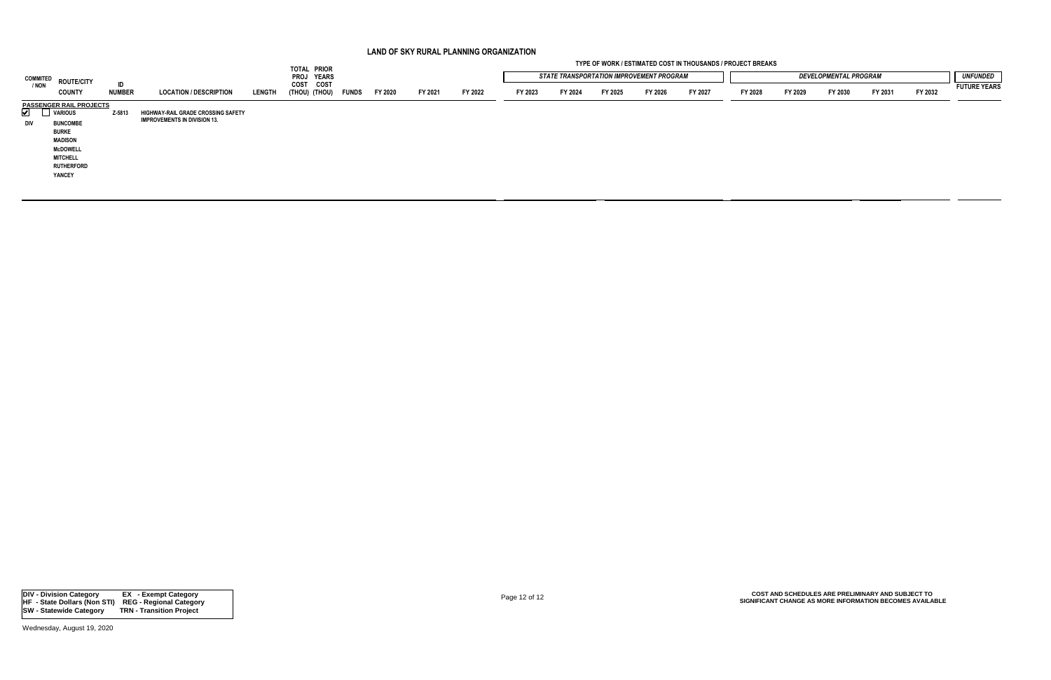# LAND OF SKY RURAL PLANNING ORGANIZATION

TYPE OF WORK / ESTIMATED COST IN THOUSANDS / PROJECT BREAKS

| COMMITED / NON | ROUTE/CITY COUNTY | ID NUMBER | LOCATION / DESCRIPTION | LENGTH | TOTAL PROJ COST (THOU) | PRIOR YEARS COST (THOU) | FUNDS | FY 2020 | FY 2021 | FY 2022 | STATE TRANSPORTATION IMPROVEMENT PROGRAM FY 2023 | FY 2024 | FY 2025 | FY 2026 | FY 2027 | DEVELOPMENTAL PROGRAM FY 2028 | FY 2029 | FY 2030 | FY 2031 | FY 2032 | UNFUNDED FUTURE YEARS |
|---|---|---|---|---|---|---|---|---|---|---|---|---|---|---|---|---|---|---|---|---|---|
| **PASSENGER RAIL PROJECTS** | | | | | | | | | | | | | | | | | | | | | |
| ☑ ☐ DIV | VARIOUS BUNCOMBE BURKE MADISON McDOWELL MITCHELL RUTHERFORD YANCEY | Z-5813 | HIGHWAY-RAIL GRADE CROSSING SAFETY IMPROVEMENTS IN DIVISION 13. | | | | | | | | | | | | | | | | | | |

**DIV** - Division Category **EX** - Exempt Category
**HF** - State Dollars (Non STI) **REG** - Regional Category
**SW** - Statewide Category **TRN** - Transition Project

**COST AND SCHEDULES ARE PRELIMINARY AND SUBJECT TO SIGNIFICANT CHANGE AS MORE INFORMATION BECOMES AVAILABLE**

Wednesday, August 19, 2020